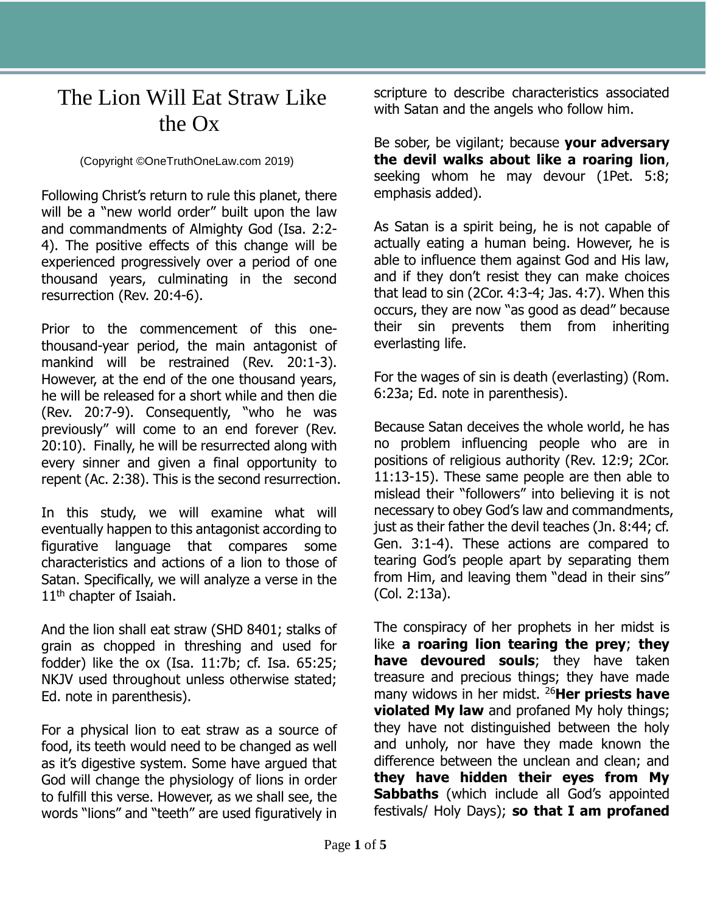# The Lion Will Eat Straw Like the Ox

(Copyright ©OneTruthOneLaw.com 2019)

Following Christ's return to rule this planet, there will be a "new world order" built upon the law and commandments of Almighty God (Isa. 2:2-4). The positive effects of this change will be experienced progressively over a period of one thousand years, culminating in the second resurrection (Rev. 20:4-6).

Prior to the commencement of this one-thousand-year period, the main antagonist of mankind will be restrained (Rev. 20:1-3). However, at the end of the one thousand years, he will be released for a short while and then die (Rev. 20:7-9). Consequently, "who he was previously" will come to an end forever (Rev. 20:10). Finally, he will be resurrected along with every sinner and given a final opportunity to repent (Ac. 2:38). This is the second resurrection.

In this study, we will examine what will eventually happen to this antagonist according to figurative language that compares some characteristics and actions of a lion to those of Satan. Specifically, we will analyze a verse in the 11th chapter of Isaiah.

And the lion shall eat straw (SHD 8401; stalks of grain as chopped in threshing and used for fodder) like the ox (Isa. 11:7b; cf. Isa. 65:25; NKJV used throughout unless otherwise stated; Ed. note in parenthesis).

For a physical lion to eat straw as a source of food, its teeth would need to be changed as well as it's digestive system. Some have argued that God will change the physiology of lions in order to fulfill this verse. However, as we shall see, the words "lions" and "teeth" are used figuratively in scripture to describe characteristics associated with Satan and the angels who follow him.

Be sober, be vigilant; because **your adversary the devil walks about like a roaring lion**, seeking whom he may devour (1Pet. 5:8; emphasis added).

As Satan is a spirit being, he is not capable of actually eating a human being. However, he is able to influence them against God and His law, and if they don't resist they can make choices that lead to sin (2Cor. 4:3-4; Jas. 4:7). When this occurs, they are now "as good as dead" because their sin prevents them from inheriting everlasting life.

For the wages of sin is death (everlasting) (Rom. 6:23a; Ed. note in parenthesis).

Because Satan deceives the whole world, he has no problem influencing people who are in positions of religious authority (Rev. 12:9; 2Cor. 11:13-15). These same people are then able to mislead their "followers" into believing it is not necessary to obey God's law and commandments, just as their father the devil teaches (Jn. 8:44; cf. Gen. 3:1-4). These actions are compared to tearing God's people apart by separating them from Him, and leaving them "dead in their sins" (Col. 2:13a).

The conspiracy of her prophets in her midst is like **a roaring lion tearing the prey**; **they have devoured souls**; they have taken treasure and precious things; they have made many widows in her midst. [26]**Her priests have violated My law** and profaned My holy things; they have not distinguished between the holy and unholy, nor have they made known the difference between the unclean and clean; and **they have hidden their eyes from My Sabbaths** (which include all God's appointed festivals/ Holy Days); **so that I am profaned**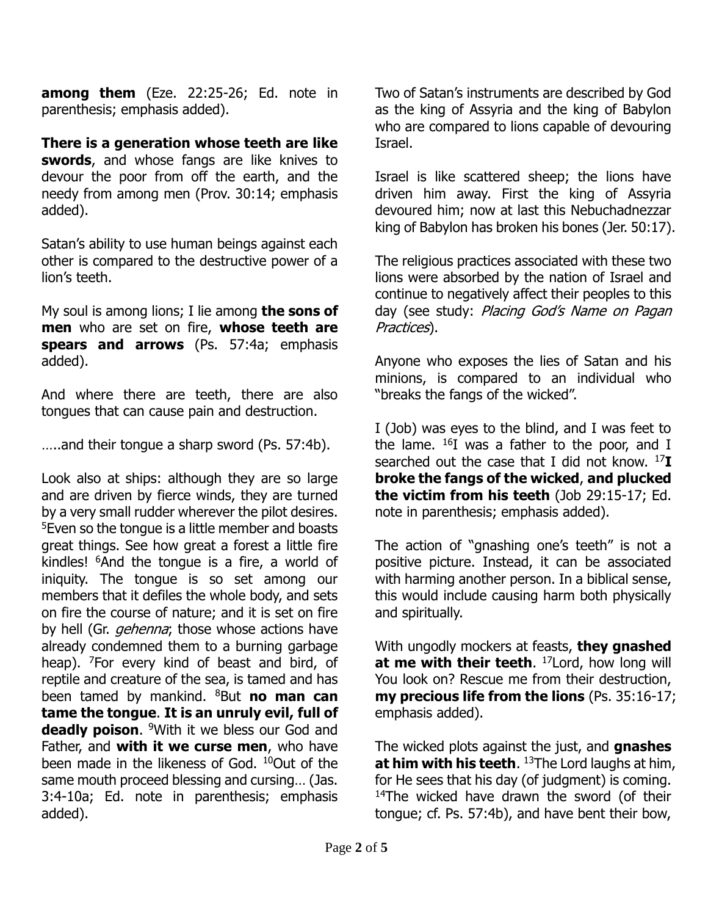**among them** (Eze. 22:25-26; Ed. note in parenthesis; emphasis added).

**There is a generation whose teeth are like swords**, and whose fangs are like knives to devour the poor from off the earth, and the needy from among men (Prov. 30:14; emphasis added).

Satan's ability to use human beings against each other is compared to the destructive power of a lion's teeth.

My soul is among lions; I lie among **the sons of men** who are set on fire, **whose teeth are spears and arrows** (Ps. 57:4a; emphasis added).

And where there are teeth, there are also tongues that can cause pain and destruction.

…..and their tongue a sharp sword (Ps. 57:4b).

Look also at ships: although they are so large and are driven by fierce winds, they are turned by a very small rudder wherever the pilot desires. [5]Even so the tongue is a little member and boasts great things. See how great a forest a little fire kindles! [6]And the tongue is a fire, a world of iniquity. The tongue is so set among our members that it defiles the whole body, and sets on fire the course of nature; and it is set on fire by hell (Gr. *gehenna*; those whose actions have already condemned them to a burning garbage heap). [7]For every kind of beast and bird, of reptile and creature of the sea, is tamed and has been tamed by mankind. [8]But **no man can tame the tongue**. **It is an unruly evil, full of deadly poison**. [9]With it we bless our God and Father, and **with it we curse men**, who have been made in the likeness of God. [10]Out of the same mouth proceed blessing and cursing… (Jas. 3:4-10a; Ed. note in parenthesis; emphasis added).

Two of Satan's instruments are described by God as the king of Assyria and the king of Babylon who are compared to lions capable of devouring Israel.

Israel is like scattered sheep; the lions have driven him away. First the king of Assyria devoured him; now at last this Nebuchadnezzar king of Babylon has broken his bones (Jer. 50:17).

The religious practices associated with these two lions were absorbed by the nation of Israel and continue to negatively affect their peoples to this day (see study: *Placing God's Name on Pagan Practices*).

Anyone who exposes the lies of Satan and his minions, is compared to an individual who "breaks the fangs of the wicked".

I (Job) was eyes to the blind, and I was feet to the lame. [16]I was a father to the poor, and I searched out the case that I did not know. [17]**I broke the fangs of the wicked**, **and plucked the victim from his teeth** (Job 29:15-17; Ed. note in parenthesis; emphasis added).

The action of "gnashing one's teeth" is not a positive picture. Instead, it can be associated with harming another person. In a biblical sense, this would include causing harm both physically and spiritually.

With ungodly mockers at feasts, **they gnashed at me with their teeth**. [17]Lord, how long will You look on? Rescue me from their destruction, **my precious life from the lions** (Ps. 35:16-17; emphasis added).

The wicked plots against the just, and **gnashes at him with his teeth**. [13]The Lord laughs at him, for He sees that his day (of judgment) is coming. [14]The wicked have drawn the sword (of their tongue; cf. Ps. 57:4b), and have bent their bow,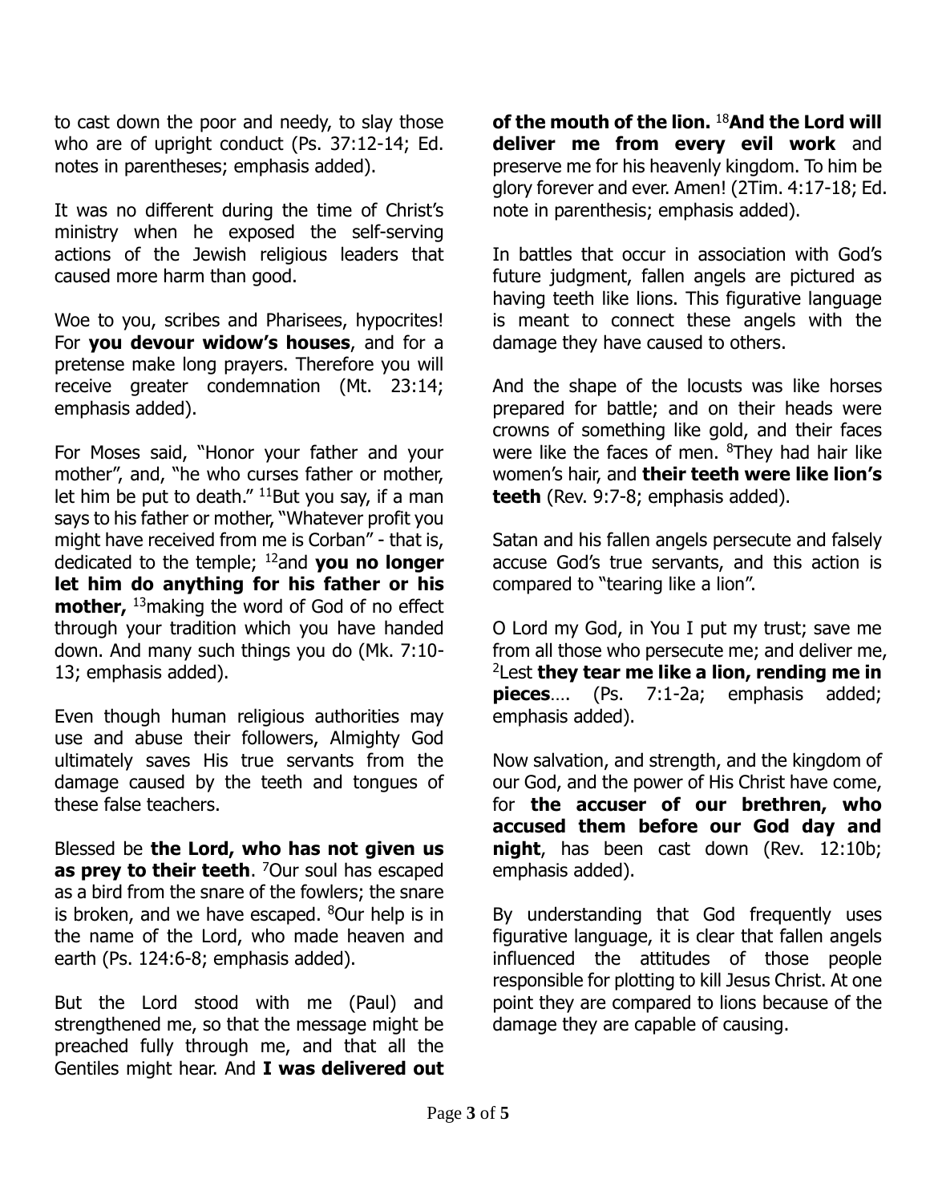to cast down the poor and needy, to slay those who are of upright conduct (Ps. 37:12-14; Ed. notes in parentheses; emphasis added).

It was no different during the time of Christ's ministry when he exposed the self-serving actions of the Jewish religious leaders that caused more harm than good.

Woe to you, scribes and Pharisees, hypocrites! For **you devour widow's houses**, and for a pretense make long prayers. Therefore you will receive greater condemnation (Mt. 23:14; emphasis added).

For Moses said, "Honor your father and your mother", and, "he who curses father or mother, let him be put to death." [11]But you say, if a man says to his father or mother, "Whatever profit you might have received from me is Corban" - that is, dedicated to the temple; [12]and **you no longer let him do anything for his father or his mother,** [13]making the word of God of no effect through your tradition which you have handed down. And many such things you do (Mk. 7:10-13; emphasis added).

Even though human religious authorities may use and abuse their followers, Almighty God ultimately saves His true servants from the damage caused by the teeth and tongues of these false teachers.

Blessed be **the Lord, who has not given us as prey to their teeth**. [7]Our soul has escaped as a bird from the snare of the fowlers; the snare is broken, and we have escaped. [8]Our help is in the name of the Lord, who made heaven and earth (Ps. 124:6-8; emphasis added).

But the Lord stood with me (Paul) and strengthened me, so that the message might be preached fully through me, and that all the Gentiles might hear. And **I was delivered out of the mouth of the lion.** [18]**And the Lord will deliver me from every evil work** and preserve me for his heavenly kingdom. To him be glory forever and ever. Amen! (2Tim. 4:17-18; Ed. note in parenthesis; emphasis added).

In battles that occur in association with God's future judgment, fallen angels are pictured as having teeth like lions. This figurative language is meant to connect these angels with the damage they have caused to others.

And the shape of the locusts was like horses prepared for battle; and on their heads were crowns of something like gold, and their faces were like the faces of men. [8]They had hair like women's hair, and **their teeth were like lion's teeth** (Rev. 9:7-8; emphasis added).

Satan and his fallen angels persecute and falsely accuse God's true servants, and this action is compared to "tearing like a lion".

O Lord my God, in You I put my trust; save me from all those who persecute me; and deliver me, [2]Lest **they tear me like a lion, rending me in pieces**…. (Ps. 7:1-2a; emphasis added; emphasis added).

Now salvation, and strength, and the kingdom of our God, and the power of His Christ have come, for **the accuser of our brethren, who accused them before our God day and night**, has been cast down (Rev. 12:10b; emphasis added).

By understanding that God frequently uses figurative language, it is clear that fallen angels influenced the attitudes of those people responsible for plotting to kill Jesus Christ. At one point they are compared to lions because of the damage they are capable of causing.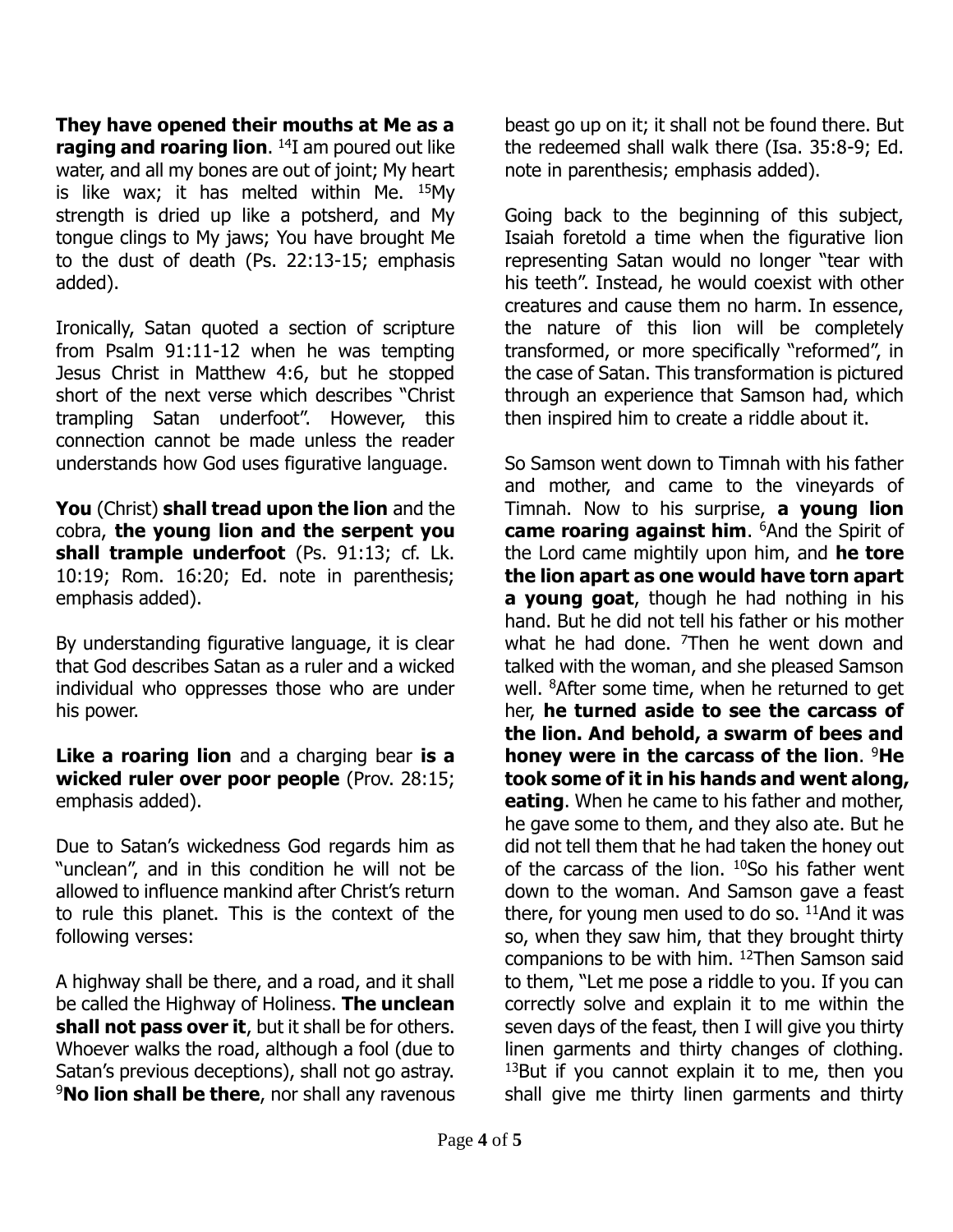**They have opened their mouths at Me as a raging and roaring lion**. 14I am poured out like water, and all my bones are out of joint; My heart is like wax; it has melted within Me. 15My strength is dried up like a potsherd, and My tongue clings to My jaws; You have brought Me to the dust of death (Ps. 22:13-15; emphasis added).

Ironically, Satan quoted a section of scripture from Psalm 91:11-12 when he was tempting Jesus Christ in Matthew 4:6, but he stopped short of the next verse which describes "Christ trampling Satan underfoot". However, this connection cannot be made unless the reader understands how God uses figurative language.

**You** (Christ) **shall tread upon the lion** and the cobra, **the young lion and the serpent you shall trample underfoot** (Ps. 91:13; cf. Lk. 10:19; Rom. 16:20; Ed. note in parenthesis; emphasis added).

By understanding figurative language, it is clear that God describes Satan as a ruler and a wicked individual who oppresses those who are under his power.

**Like a roaring lion** and a charging bear **is a wicked ruler over poor people** (Prov. 28:15; emphasis added).

Due to Satan's wickedness God regards him as "unclean", and in this condition he will not be allowed to influence mankind after Christ's return to rule this planet. This is the context of the following verses:

A highway shall be there, and a road, and it shall be called the Highway of Holiness. **The unclean shall not pass over it**, but it shall be for others. Whoever walks the road, although a fool (due to Satan's previous deceptions), shall not go astray. 9**No lion shall be there**, nor shall any ravenous beast go up on it; it shall not be found there. But the redeemed shall walk there (Isa. 35:8-9; Ed. note in parenthesis; emphasis added).

Going back to the beginning of this subject, Isaiah foretold a time when the figurative lion representing Satan would no longer "tear with his teeth". Instead, he would coexist with other creatures and cause them no harm. In essence, the nature of this lion will be completely transformed, or more specifically "reformed", in the case of Satan. This transformation is pictured through an experience that Samson had, which then inspired him to create a riddle about it.

So Samson went down to Timnah with his father and mother, and came to the vineyards of Timnah. Now to his surprise, **a young lion came roaring against him**. 6And the Spirit of the Lord came mightily upon him, and **he tore the lion apart as one would have torn apart a young goat**, though he had nothing in his hand. But he did not tell his father or his mother what he had done. 7Then he went down and talked with the woman, and she pleased Samson well. 8After some time, when he returned to get her, **he turned aside to see the carcass of the lion. And behold, a swarm of bees and honey were in the carcass of the lion**. 9**He took some of it in his hands and went along, eating**. When he came to his father and mother, he gave some to them, and they also ate. But he did not tell them that he had taken the honey out of the carcass of the lion. 10So his father went down to the woman. And Samson gave a feast there, for young men used to do so. 11And it was so, when they saw him, that they brought thirty companions to be with him. 12Then Samson said to them, "Let me pose a riddle to you. If you can correctly solve and explain it to me within the seven days of the feast, then I will give you thirty linen garments and thirty changes of clothing. 13But if you cannot explain it to me, then you shall give me thirty linen garments and thirty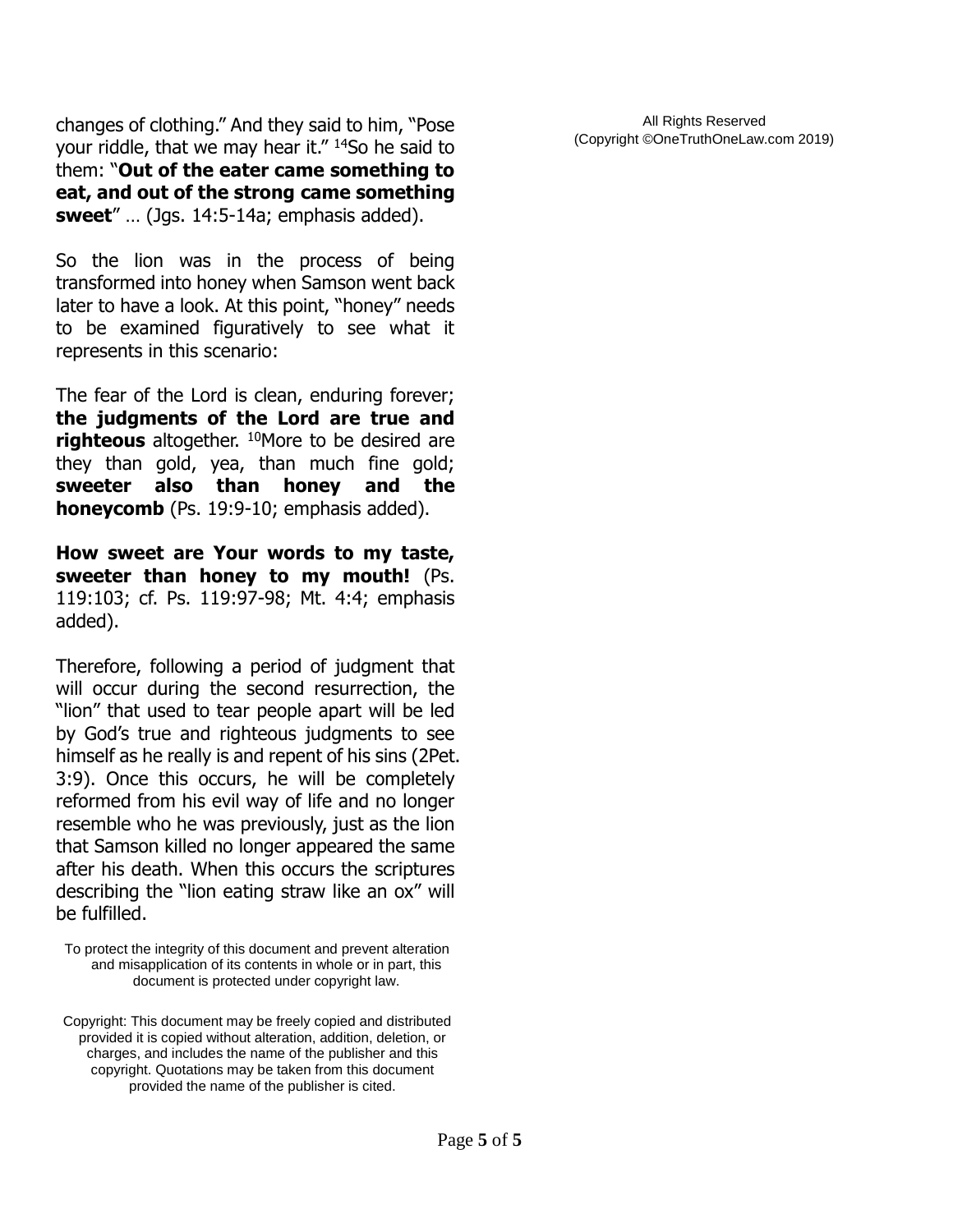changes of clothing." And they said to him, "Pose your riddle, that we may hear it." [14]So he said to them: "**Out of the eater came something to eat, and out of the strong came something sweet**" … (Jgs. 14:5-14a; emphasis added).

So the lion was in the process of being transformed into honey when Samson went back later to have a look. At this point, "honey" needs to be examined figuratively to see what it represents in this scenario:

The fear of the Lord is clean, enduring forever; **the judgments of the Lord are true and righteous** altogether. [10]More to be desired are they than gold, yea, than much fine gold; **sweeter also than honey and the honeycomb** (Ps. 19:9-10; emphasis added).

**How sweet are Your words to my taste, sweeter than honey to my mouth!** (Ps. 119:103; cf. Ps. 119:97-98; Mt. 4:4; emphasis added).

Therefore, following a period of judgment that will occur during the second resurrection, the "lion" that used to tear people apart will be led by God's true and righteous judgments to see himself as he really is and repent of his sins (2Pet. 3:9). Once this occurs, he will be completely reformed from his evil way of life and no longer resemble who he was previously, just as the lion that Samson killed no longer appeared the same after his death. When this occurs the scriptures describing the "lion eating straw like an ox" will be fulfilled.

To protect the integrity of this document and prevent alteration and misapplication of its contents in whole or in part, this document is protected under copyright law.

Copyright: This document may be freely copied and distributed provided it is copied without alteration, addition, deletion, or charges, and includes the name of the publisher and this copyright. Quotations may be taken from this document provided the name of the publisher is cited.

All Rights Reserved
(Copyright ©OneTruthOneLaw.com 2019)